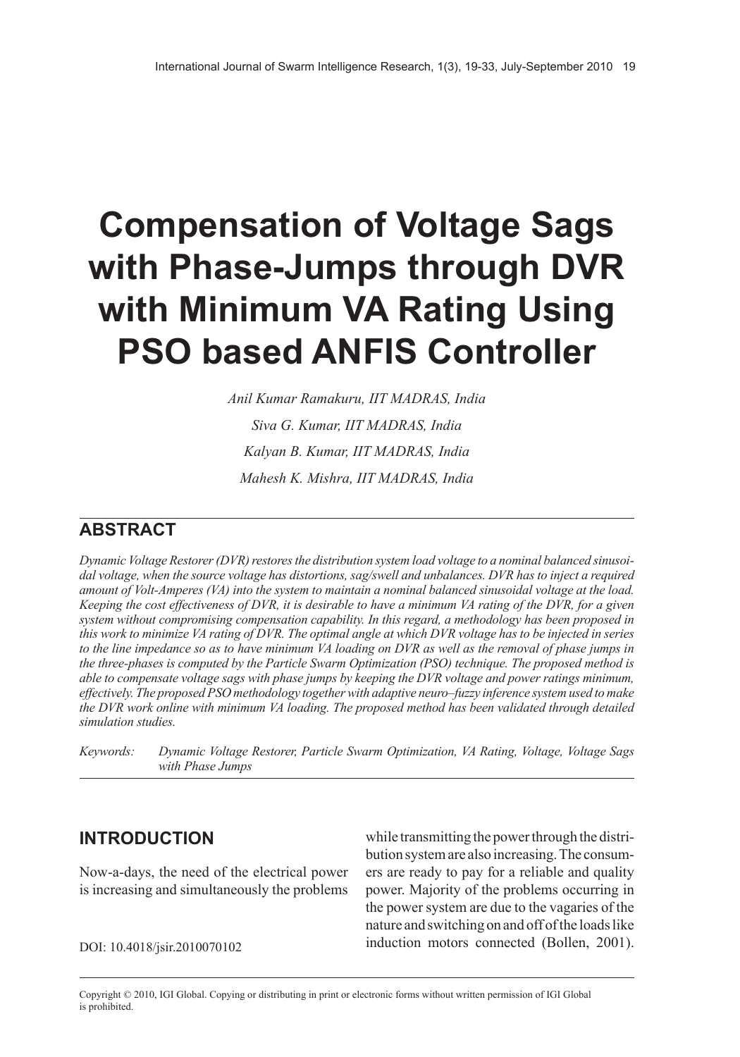# Compensation of Voltage Sags with Phase-Jumps through DVR with Minimum VA Rating Using PSO based ANFIS Controller

*Anil Kumar Ramakuru, IIT MADRAS, India*

*Siva G. Kumar, IIT MADRAS, India*

*Kalyan B. Kumar, IIT MADRAS, India*

*Mahesh K. Mishra, IIT MADRAS, India*

## ABSTRACT

*Dynamic Voltage Restorer (DVR) restores the distribution system load voltage to a nominal balanced sinusoidal voltage, when the source voltage has distortions, sag/swell and unbalances. DVR has to inject a required amount of Volt-Amperes (VA) into the system to maintain a nominal balanced sinusoidal voltage at the load. Keeping the cost effectiveness of DVR, it is desirable to have a minimum VA rating of the DVR, for a given system without compromising compensation capability. In this regard, a methodology has been proposed in this work to minimize VA rating of DVR. The optimal angle at which DVR voltage has to be injected in series to the line impedance so as to have minimum VA loading on DVR as well as the removal of phase jumps in the three-phases is computed by the Particle Swarm Optimization (PSO) technique. The proposed method is able to compensate voltage sags with phase jumps by keeping the DVR voltage and power ratings minimum, effectively. The proposed PSO methodology together with adaptive neuro–fuzzy inference system used to make the DVR work online with minimum VA loading. The proposed method has been validated through detailed simulation studies.*

*Keywords:* *Dynamic Voltage Restorer, Particle Swarm Optimization, VA Rating, Voltage, Voltage Sags with Phase Jumps*

## INTRODUCTION

Now-a-days, the need of the electrical power is increasing and simultaneously the problems while transmitting the power through the distribution system are also increasing. The consumers are ready to pay for a reliable and quality power. Majority of the problems occurring in the power system are due to the vagaries of the nature and switching on and off of the loads like induction motors connected (Bollen, 2001).

DOI: 10.4018/jsir.2010070102

Copyright © 2010, IGI Global. Copying or distributing in print or electronic forms without written permission of IGI Global is prohibited.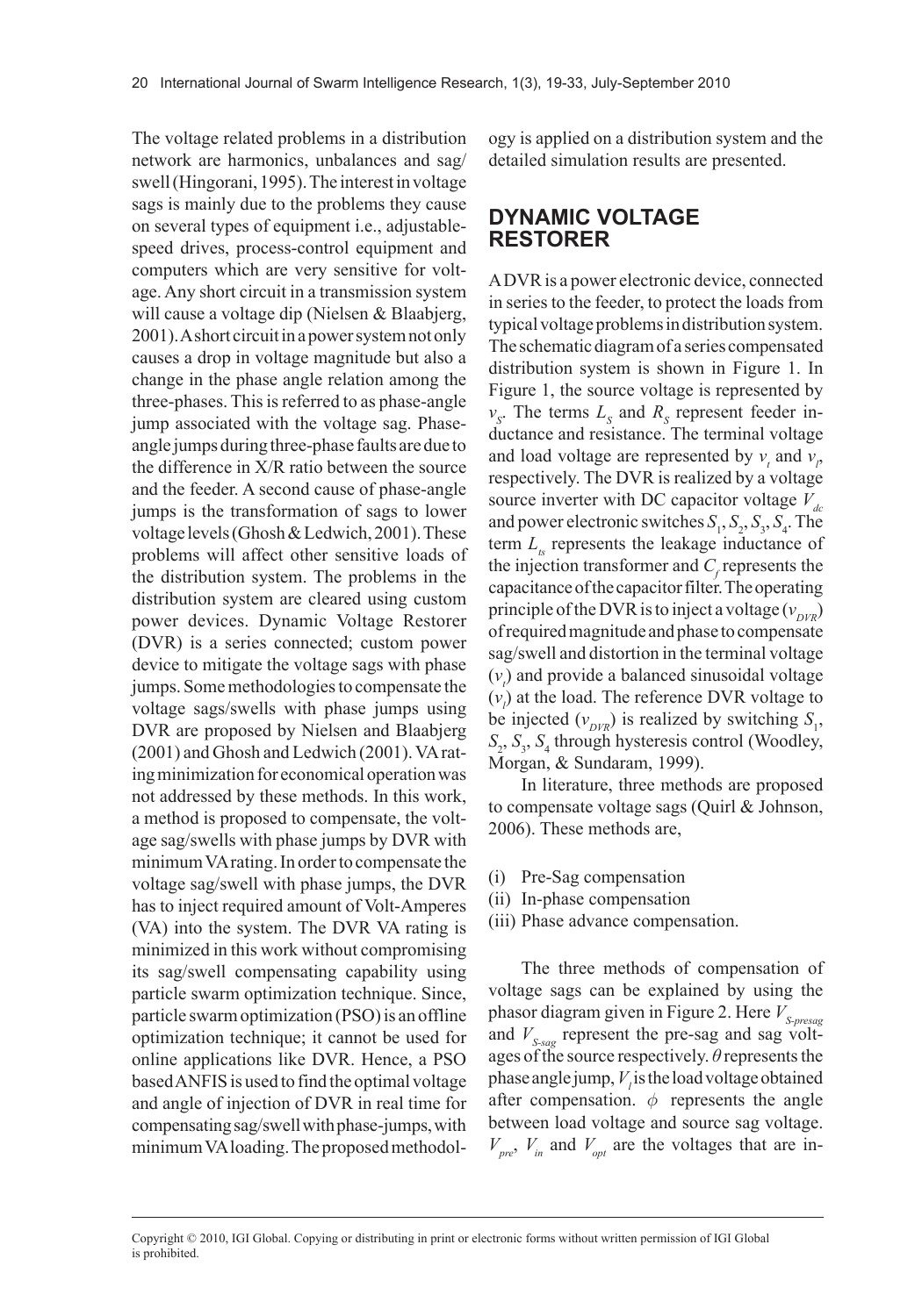The voltage related problems in a distribution network are harmonics, unbalances and sag/swell (Hingorani, 1995). The interest in voltage sags is mainly due to the problems they cause on several types of equipment i.e., adjustable-speed drives, process-control equipment and computers which are very sensitive for voltage. Any short circuit in a transmission system will cause a voltage dip (Nielsen & Blaabjerg, 2001). A short circuit in a power system not only causes a drop in voltage magnitude but also a change in the phase angle relation among the three-phases. This is referred to as phase-angle jump associated with the voltage sag. Phase-angle jumps during three-phase faults are due to the difference in X/R ratio between the source and the feeder. A second cause of phase-angle jumps is the transformation of sags to lower voltage levels (Ghosh & Ledwich, 2001). These problems will affect other sensitive loads of the distribution system. The problems in the distribution system are cleared using custom power devices. Dynamic Voltage Restorer (DVR) is a series connected; custom power device to mitigate the voltage sags with phase jumps. Some methodologies to compensate the voltage sags/swells with phase jumps using DVR are proposed by Nielsen and Blaabjerg (2001) and Ghosh and Ledwich (2001). VA rating minimization for economical operation was not addressed by these methods. In this work, a method is proposed to compensate, the voltage sag/swells with phase jumps by DVR with minimum VA rating. In order to compensate the voltage sag/swell with phase jumps, the DVR has to inject required amount of Volt-Amperes (VA) into the system. The DVR VA rating is minimized in this work without compromising its sag/swell compensating capability using particle swarm optimization technique. Since, particle swarm optimization (PSO) is an offline optimization technique; it cannot be used for online applications like DVR. Hence, a PSO based ANFIS is used to find the optimal voltage and angle of injection of DVR in real time for compensating sag/swell with phase-jumps, with minimum VA loading. The proposed methodology is applied on a distribution system and the detailed simulation results are presented.

## DYNAMIC VOLTAGE RESTORER

A DVR is a power electronic device, connected in series to the feeder, to protect the loads from typical voltage problems in distribution system. The schematic diagram of a series compensated distribution system is shown in Figure 1. In Figure 1, the source voltage is represented by $v_S$. The terms $L_S$ and $R_S$ represent feeder inductance and resistance. The terminal voltage and load voltage are represented by $v_t$ and $v_l$, respectively. The DVR is realized by a voltage source inverter with DC capacitor voltage $V_{dc}$ and power electronic switches $S_1, S_2, S_3, S_4$. The term $L_{ts}$ represents the leakage inductance of the injection transformer and $C_f$ represents the capacitance of the capacitor filter. The operating principle of the DVR is to inject a voltage ($v_{DVR}$) of required magnitude and phase to compensate sag/swell and distortion in the terminal voltage ($v_t$) and provide a balanced sinusoidal voltage ($v_l$) at the load. The reference DVR voltage to be injected ($v_{DVR}$) is realized by switching $S_1$, $S_2$, $S_3$, $S_4$ through hysteresis control (Woodley, Morgan, & Sundaram, 1999).

In literature, three methods are proposed to compensate voltage sags (Quirl & Johnson, 2006). These methods are,

(i) Pre-Sag compensation
(ii) In-phase compensation
(iii) Phase advance compensation.

The three methods of compensation of voltage sags can be explained by using the phasor diagram given in Figure 2. Here $V_{S\text{-}presag}$ and $V_{S\text{-}sag}$ represent the pre-sag and sag voltages of the source respectively. $\theta$ represents the phase angle jump, $V_l$ is the load voltage obtained after compensation. $\phi$ represents the angle between load voltage and source sag voltage. $V_{pre}$, $V_{in}$ and $V_{opt}$ are the voltages that are in-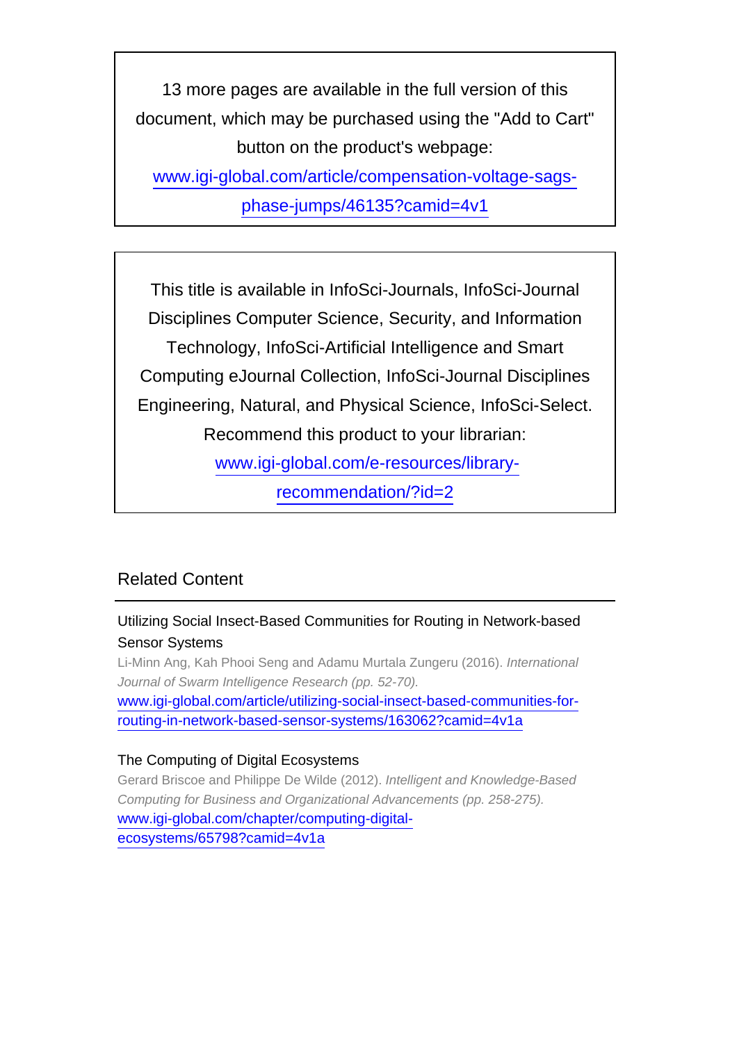13 more pages are available in the full version of this document, which may be purchased using the "Add to Cart" button on the product's webpage:
www.igi-global.com/article/compensation-voltage-sags-phase-jumps/46135?camid=4v1

This title is available in InfoSci-Journals, InfoSci-Journal Disciplines Computer Science, Security, and Information Technology, InfoSci-Artificial Intelligence and Smart Computing eJournal Collection, InfoSci-Journal Disciplines Engineering, Natural, and Physical Science, InfoSci-Select. Recommend this product to your librarian:
www.igi-global.com/e-resources/library-recommendation/?id=2

## Related Content

Utilizing Social Insect-Based Communities for Routing in Network-based Sensor Systems
Li-Minn Ang, Kah Phooi Seng and Adamu Murtala Zungeru (2016). *International Journal of Swarm Intelligence Research (pp. 52-70).*
www.igi-global.com/article/utilizing-social-insect-based-communities-for-routing-in-network-based-sensor-systems/163062?camid=4v1a

The Computing of Digital Ecosystems
Gerard Briscoe and Philippe De Wilde (2012). *Intelligent and Knowledge-Based Computing for Business and Organizational Advancements (pp. 258-275).*
www.igi-global.com/chapter/computing-digital-ecosystems/65798?camid=4v1a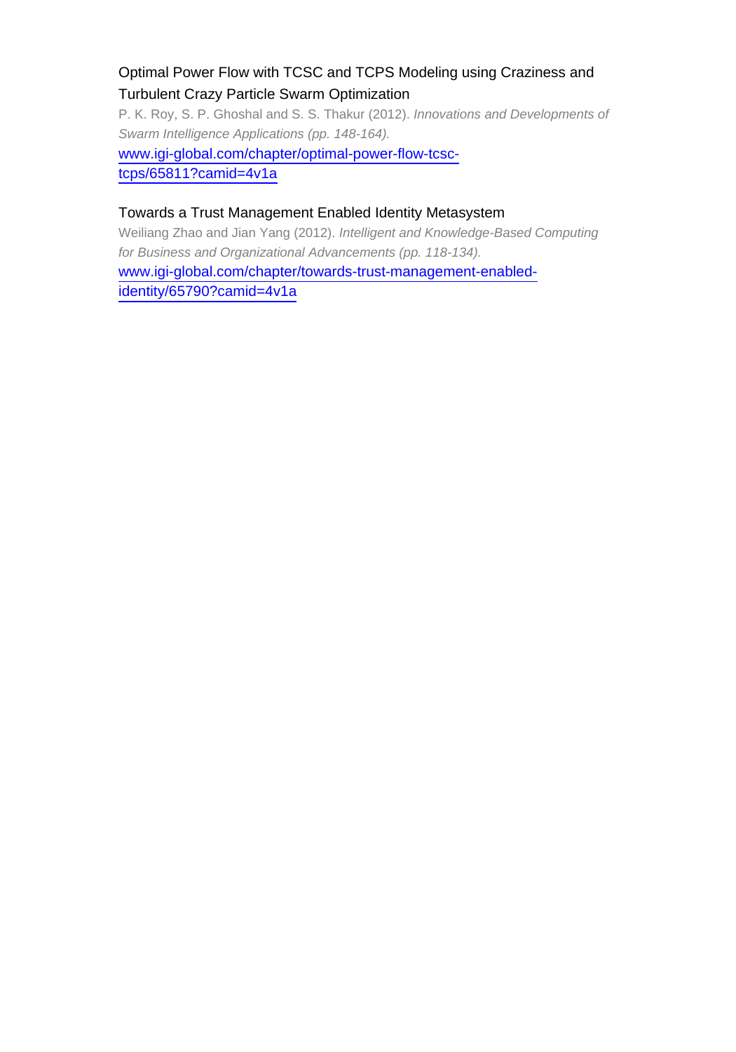Optimal Power Flow with TCSC and TCPS Modeling using Craziness and Turbulent Crazy Particle Swarm Optimization

P. K. Roy, S. P. Ghoshal and S. S. Thakur (2012). *Innovations and Developments of Swarm Intelligence Applications (pp. 148-164).*

[www.igi-global.com/chapter/optimal-power-flow-tcsc-tcps/65811?camid=4v1a](www.igi-global.com/chapter/optimal-power-flow-tcsc-tcps/65811?camid=4v1a)

Towards a Trust Management Enabled Identity Metasystem

Weiliang Zhao and Jian Yang (2012). *Intelligent and Knowledge-Based Computing for Business and Organizational Advancements (pp. 118-134).*

[www.igi-global.com/chapter/towards-trust-management-enabled-identity/65790?camid=4v1a](www.igi-global.com/chapter/towards-trust-management-enabled-identity/65790?camid=4v1a)